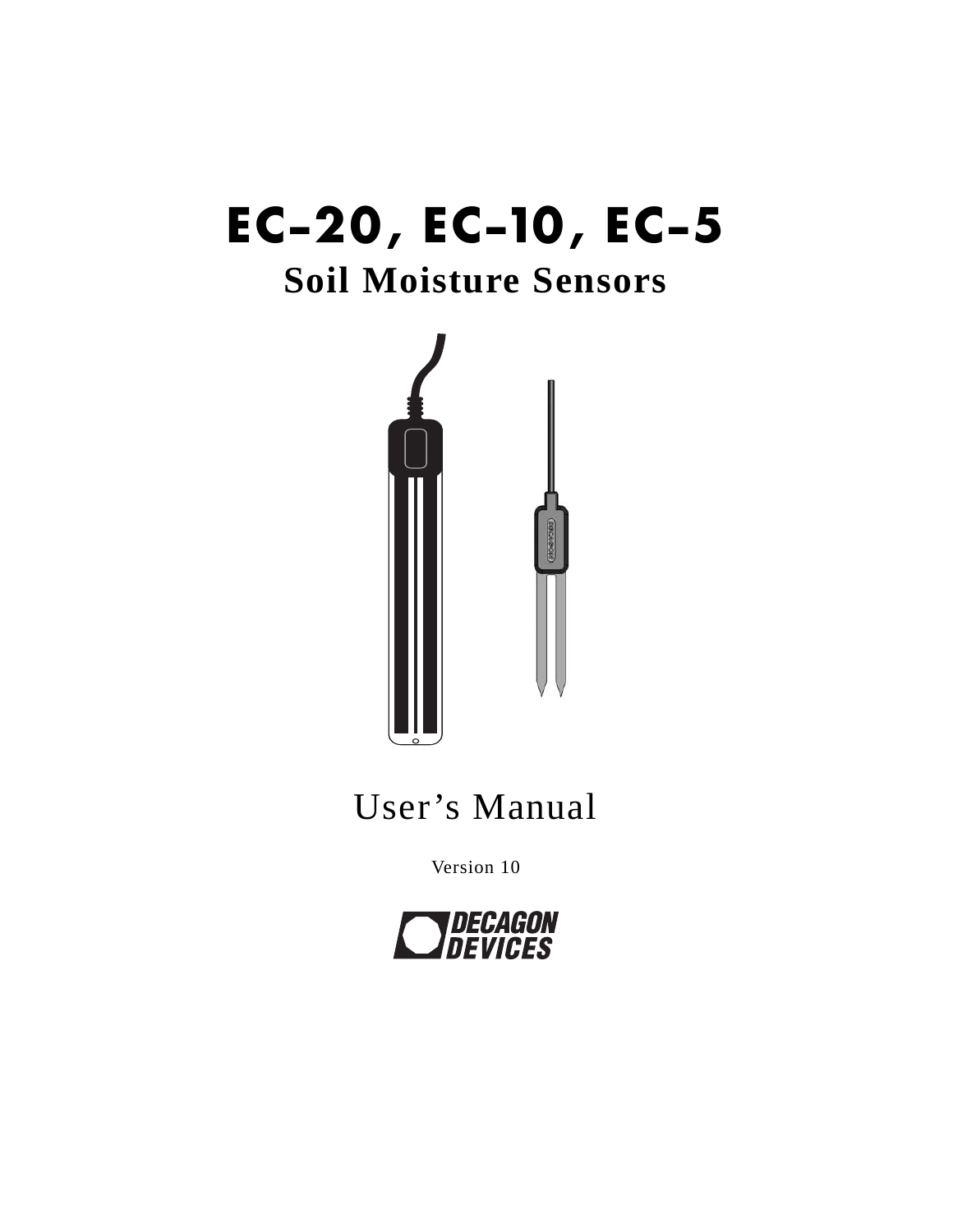# EC-20, EC-10, EC-5

## Soil Moisture Sensors

User's Manual

Version 10

DECAGON DEVICES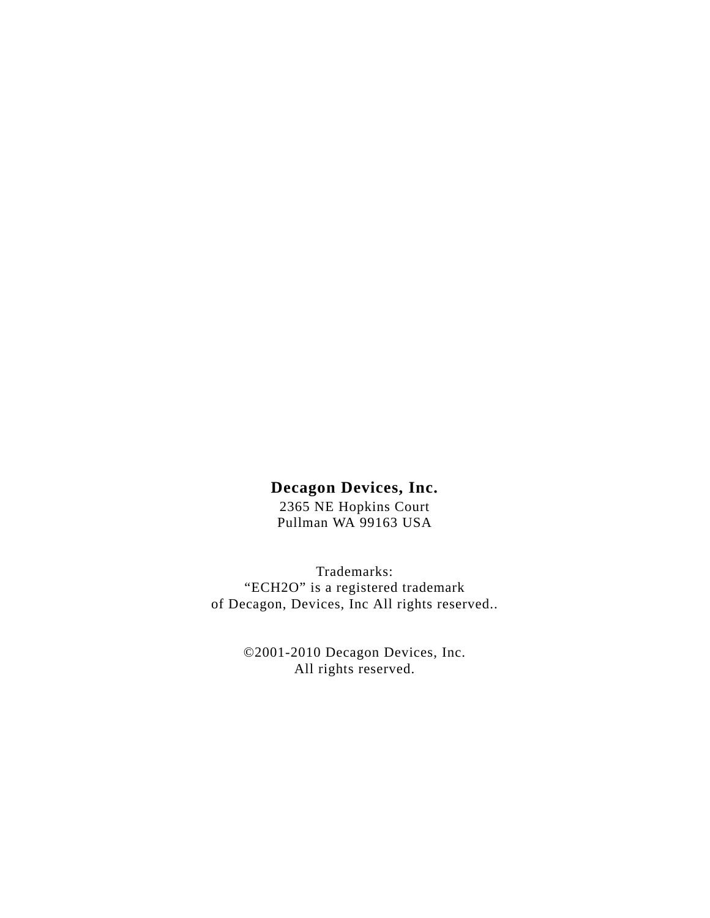**Decagon Devices, Inc.**

2365 NE Hopkins Court
Pullman WA 99163 USA

Trademarks:
“ECH2O” is a registered trademark
of Decagon, Devices, Inc All rights reserved..

©2001-2010 Decagon Devices, Inc.
All rights reserved.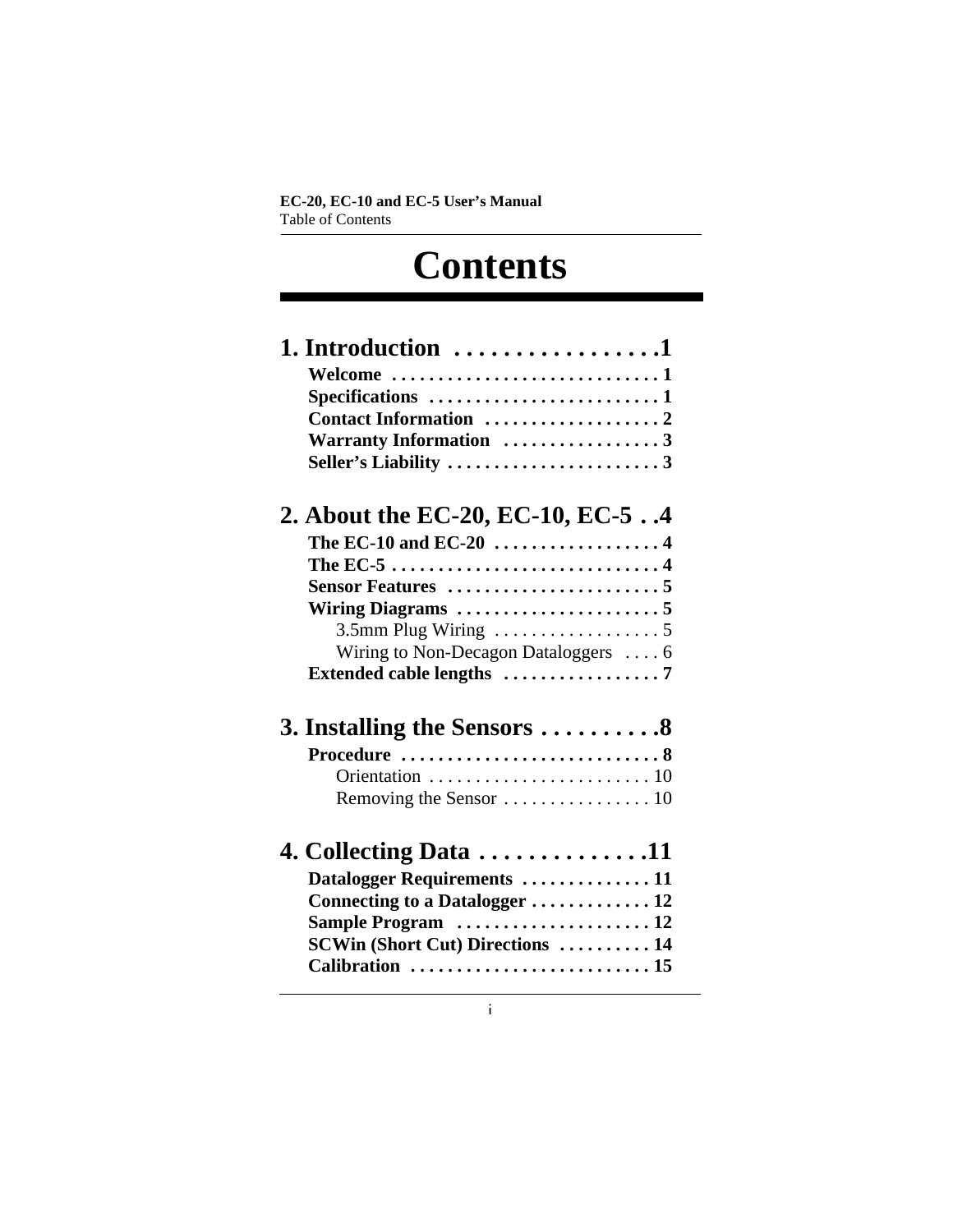# Contents

**1. Introduction . . . . . . . . . . . . . . . . .1**

- **Welcome . . . . . . . . . . . . . . . . . . . . . . . . . . . . 1**
- **Specifications . . . . . . . . . . . . . . . . . . . . . . . . 1**
- **Contact Information . . . . . . . . . . . . . . . . . . 2**
- **Warranty Information . . . . . . . . . . . . . . . . 3**
- **Seller's Liability . . . . . . . . . . . . . . . . . . . . . . 3**

**2. About the EC-20, EC-10, EC-5 . .4**

- **The EC-10 and EC-20 . . . . . . . . . . . . . . . . . 4**
- **The EC-5 . . . . . . . . . . . . . . . . . . . . . . . . . . . . 4**
- **Sensor Features . . . . . . . . . . . . . . . . . . . . . . 5**
- **Wiring Diagrams . . . . . . . . . . . . . . . . . . . . . 5**
  - 3.5mm Plug Wiring . . . . . . . . . . . . . . . . . . 5
  - Wiring to Non-Decagon Dataloggers . . . . 6
- **Extended cable lengths . . . . . . . . . . . . . . . . 7**

**3. Installing the Sensors . . . . . . . . . .8**

- **Procedure . . . . . . . . . . . . . . . . . . . . . . . . . . . 8**
  - Orientation . . . . . . . . . . . . . . . . . . . . . . . . 10
  - Removing the Sensor . . . . . . . . . . . . . . . . 10

**4. Collecting Data . . . . . . . . . . . . . .11**

- **Datalogger Requirements . . . . . . . . . . . . . 11**
- **Connecting to a Datalogger . . . . . . . . . . . . 12**
- **Sample Program . . . . . . . . . . . . . . . . . . . . 12**
- **SCWin (Short Cut) Directions . . . . . . . . . . 14**
- **Calibration . . . . . . . . . . . . . . . . . . . . . . . . . 15**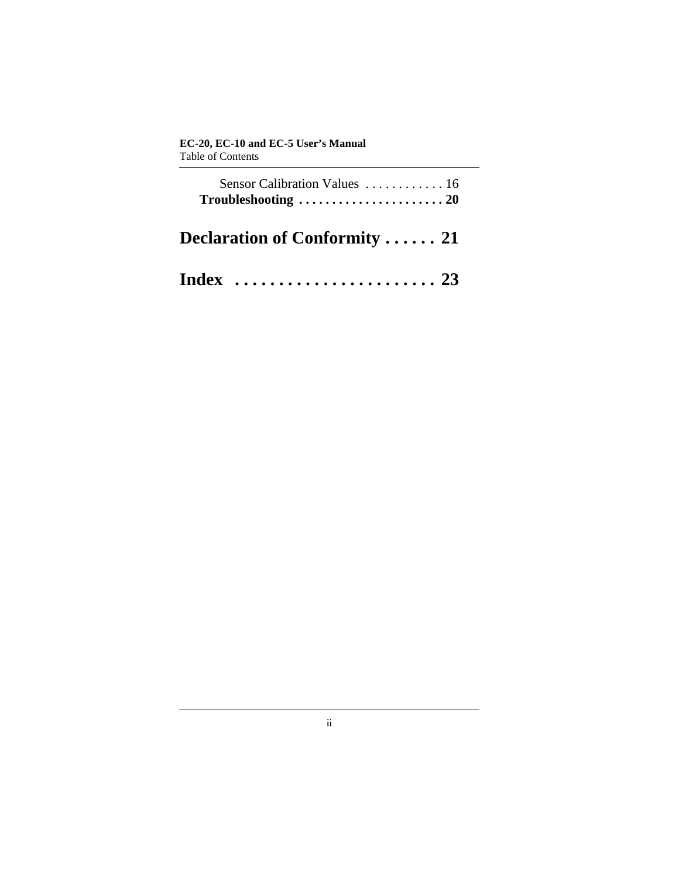Sensor Calibration Values . . . . . . . . . . . . 16

**Troubleshooting . . . . . . . . . . . . . . . . . . . . . . 20**

# Declaration of Conformity . . . . . . 21

# Index . . . . . . . . . . . . . . . . . . . . . . . 23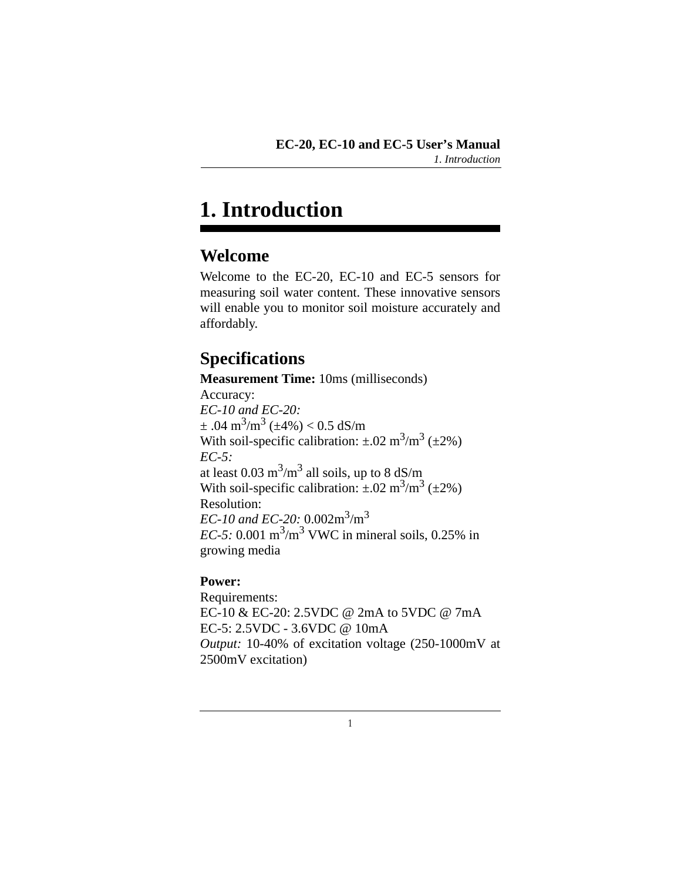# 1. Introduction

## Welcome

Welcome to the EC-20, EC-10 and EC-5 sensors for measuring soil water content. These innovative sensors will enable you to monitor soil moisture accurately and affordably.

## Specifications

**Measurement Time:** 10ms (milliseconds)
Accuracy:
*EC-10 and EC-20:*
± .04 $m^3/m^3$ (±4%) < 0.5 dS/m
With soil-specific calibration: ±.02 $m^3/m^3$ (±2%)
*EC-5:*
at least 0.03 $m^3/m^3$ all soils, up to 8 dS/m
With soil-specific calibration: ±.02 $m^3/m^3$ (±2%)
Resolution:
*EC-10 and EC-20:* 0.002$m^3/m^3$
*EC-5:* 0.001 $m^3/m^3$ VWC in mineral soils, 0.25% in growing media

**Power:**
Requirements:
EC-10 & EC-20: 2.5VDC @ 2mA to 5VDC @ 7mA
EC-5: 2.5VDC - 3.6VDC @ 10mA
*Output:* 10-40% of excitation voltage (250-1000mV at 2500mV excitation)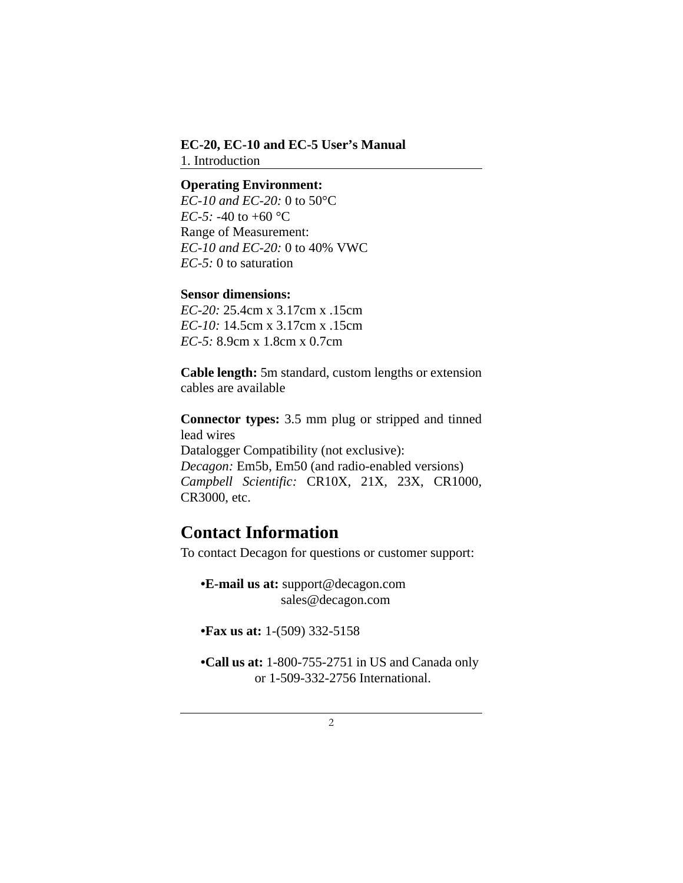**Operating Environment:**
*EC-10 and EC-20:* 0 to 50°C
*EC-5:* -40 to +60 °C
Range of Measurement:
*EC-10 and EC-20:* 0 to 40% VWC
*EC-5:* 0 to saturation

**Sensor dimensions:**
*EC-20:* 25.4cm x 3.17cm x .15cm
*EC-10:* 14.5cm x 3.17cm x .15cm
*EC-5:* 8.9cm x 1.8cm x 0.7cm

**Cable length:** 5m standard, custom lengths or extension cables are available

**Connector types:** 3.5 mm plug or stripped and tinned lead wires
Datalogger Compatibility (not exclusive):
*Decagon:* Em5b, Em50 (and radio-enabled versions)
*Campbell Scientific:* CR10X, 21X, 23X, CR1000, CR3000, etc.

## Contact Information

To contact Decagon for questions or customer support:

- **E-mail us at:** support@decagon.com
  sales@decagon.com

- **Fax us at:** 1-(509) 332-5158

- **Call us at:** 1-800-755-2751 in US and Canada only
  or 1-509-332-2756 International.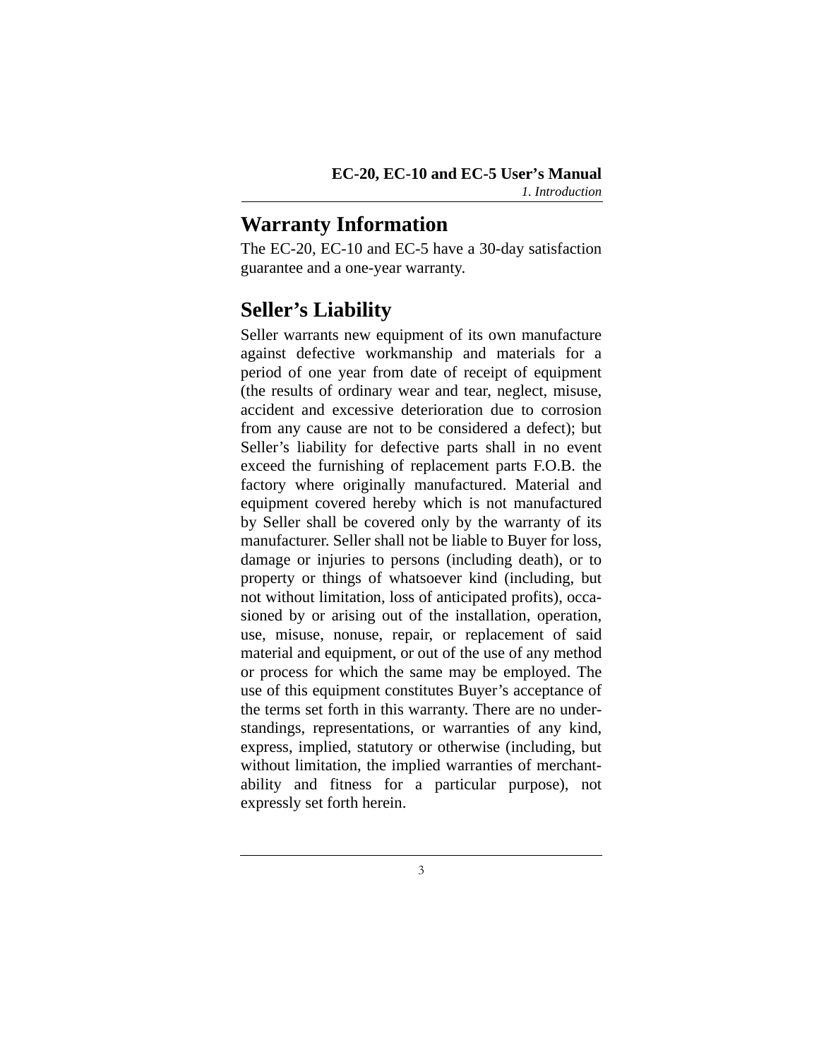## Warranty Information

The EC-20, EC-10 and EC-5 have a 30-day satisfaction guarantee and a one-year warranty.

## Seller's Liability

Seller warrants new equipment of its own manufacture against defective workmanship and materials for a period of one year from date of receipt of equipment (the results of ordinary wear and tear, neglect, misuse, accident and excessive deterioration due to corrosion from any cause are not to be considered a defect); but Seller's liability for defective parts shall in no event exceed the furnishing of replacement parts F.O.B. the factory where originally manufactured. Material and equipment covered hereby which is not manufactured by Seller shall be covered only by the warranty of its manufacturer. Seller shall not be liable to Buyer for loss, damage or injuries to persons (including death), or to property or things of whatsoever kind (including, but not without limitation, loss of anticipated profits), occasioned by or arising out of the installation, operation, use, misuse, nonuse, repair, or replacement of said material and equipment, or out of the use of any method or process for which the same may be employed. The use of this equipment constitutes Buyer's acceptance of the terms set forth in this warranty. There are no understandings, representations, or warranties of any kind, express, implied, statutory or otherwise (including, but without limitation, the implied warranties of merchantability and fitness for a particular purpose), not expressly set forth herein.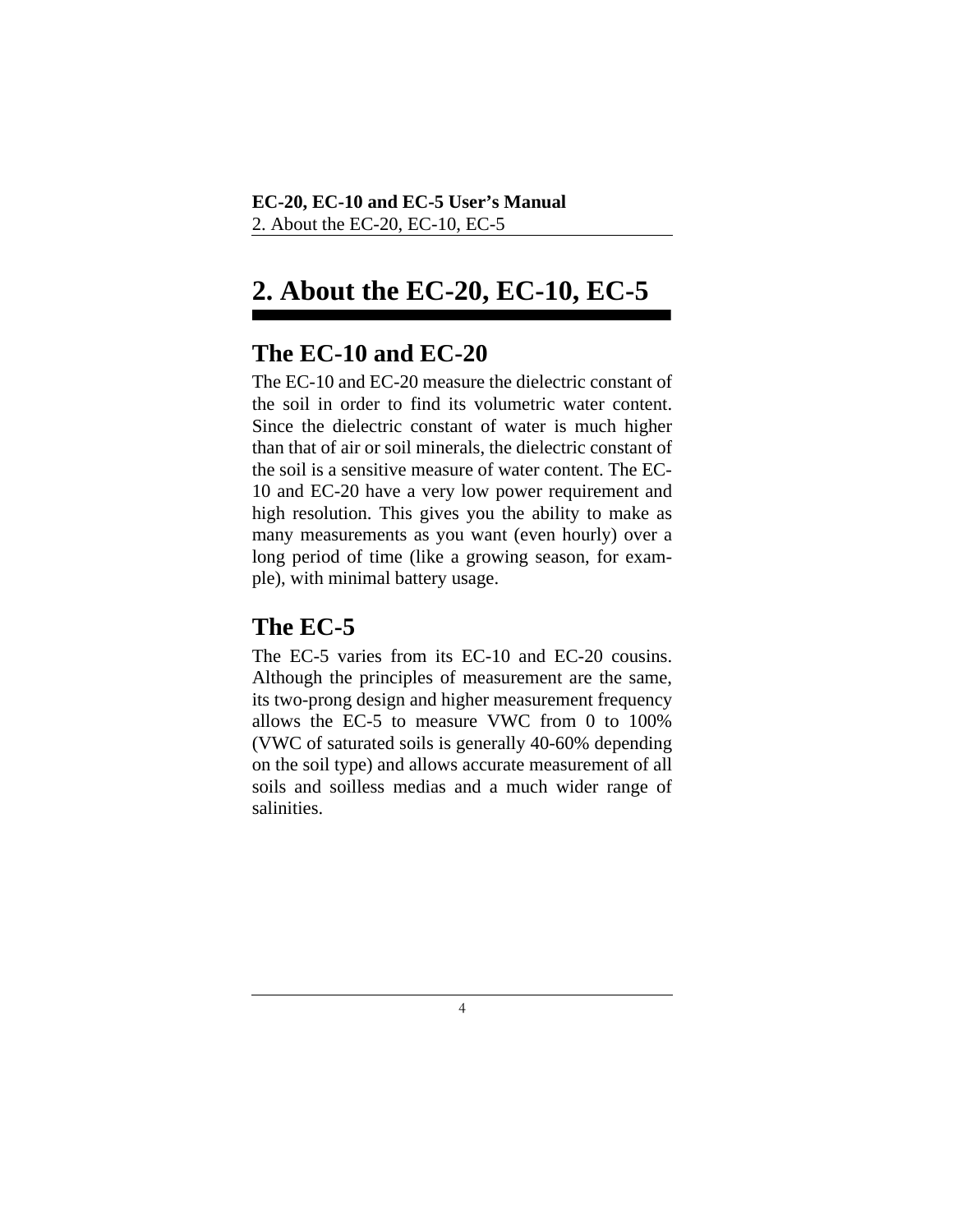# 2. About the EC-20, EC-10, EC-5

## The EC-10 and EC-20

The EC-10 and EC-20 measure the dielectric constant of the soil in order to find its volumetric water content. Since the dielectric constant of water is much higher than that of air or soil minerals, the dielectric constant of the soil is a sensitive measure of water content. The EC-10 and EC-20 have a very low power requirement and high resolution. This gives you the ability to make as many measurements as you want (even hourly) over a long period of time (like a growing season, for example), with minimal battery usage.

## The EC-5

The EC-5 varies from its EC-10 and EC-20 cousins. Although the principles of measurement are the same, its two-prong design and higher measurement frequency allows the EC-5 to measure VWC from 0 to 100% (VWC of saturated soils is generally 40-60% depending on the soil type) and allows accurate measurement of all soils and soilless medias and a much wider range of salinities.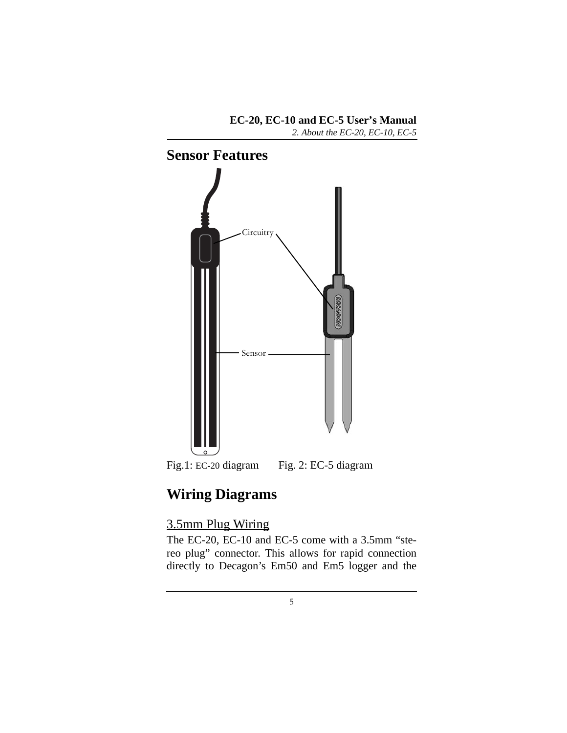## Sensor Features

Circuitry

Sensor

Fig.1: EC-20 diagram Fig. 2: EC-5 diagram

## Wiring Diagrams

### 3.5mm Plug Wiring

The EC-20, EC-10 and EC-5 come with a 3.5mm "stereo plug" connector. This allows for rapid connection directly to Decagon's Em50 and Em5 logger and the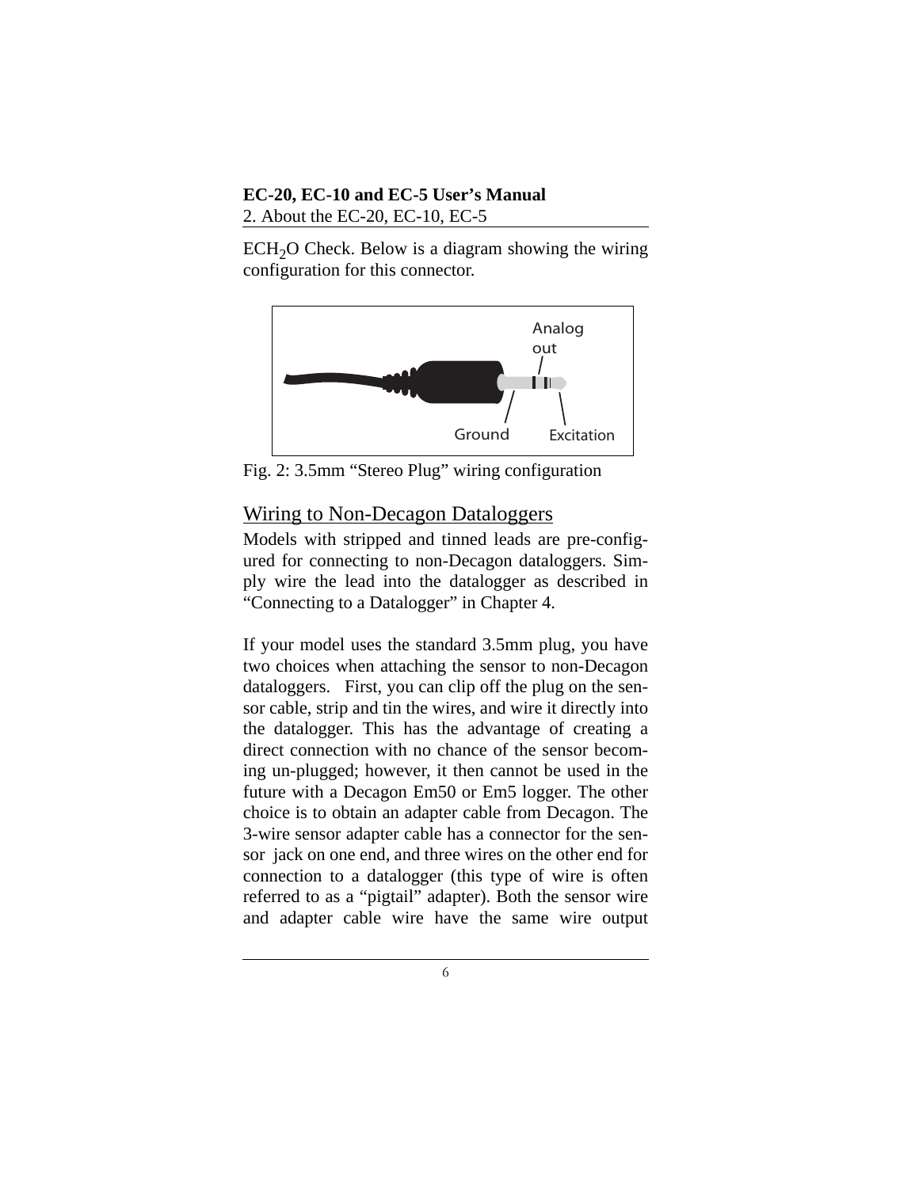ECH$_2$O Check. Below is a diagram showing the wiring configuration for this connector.

Fig. 2: 3.5mm "Stereo Plug" wiring configuration

## Wiring to Non-Decagon Dataloggers

Models with stripped and tinned leads are pre-configured for connecting to non-Decagon dataloggers. Simply wire the lead into the datalogger as described in "Connecting to a Datalogger" in Chapter 4.

If your model uses the standard 3.5mm plug, you have two choices when attaching the sensor to non-Decagon dataloggers. First, you can clip off the plug on the sensor cable, strip and tin the wires, and wire it directly into the datalogger. This has the advantage of creating a direct connection with no chance of the sensor becoming un-plugged; however, it then cannot be used in the future with a Decagon Em50 or Em5 logger. The other choice is to obtain an adapter cable from Decagon. The 3-wire sensor adapter cable has a connector for the sensor jack on one end, and three wires on the other end for connection to a datalogger (this type of wire is often referred to as a "pigtail" adapter). Both the sensor wire and adapter cable wire have the same wire output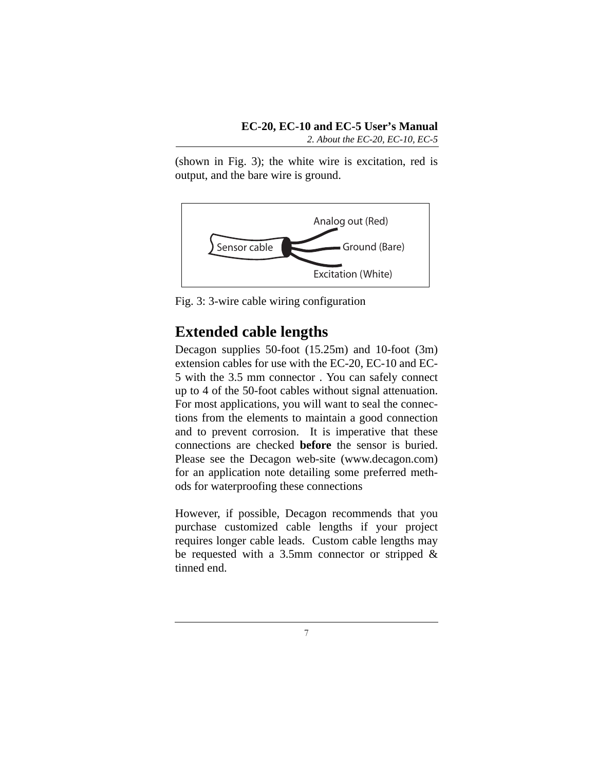(shown in Fig. 3); the white wire is excitation, red is output, and the bare wire is ground.

Sensor cable
Analog out (Red)
Ground (Bare)
Excitation (White)

Fig. 3: 3-wire cable wiring configuration

## Extended cable lengths

Decagon supplies 50-foot (15.25m) and 10-foot (3m) extension cables for use with the EC-20, EC-10 and EC-5 with the 3.5 mm connector . You can safely connect up to 4 of the 50-foot cables without signal attenuation. For most applications, you will want to seal the connections from the elements to maintain a good connection and to prevent corrosion. It is imperative that these connections are checked **before** the sensor is buried. Please see the Decagon web-site (www.decagon.com) for an application note detailing some preferred methods for waterproofing these connections

However, if possible, Decagon recommends that you purchase customized cable lengths if your project requires longer cable leads. Custom cable lengths may be requested with a 3.5mm connector or stripped & tinned end.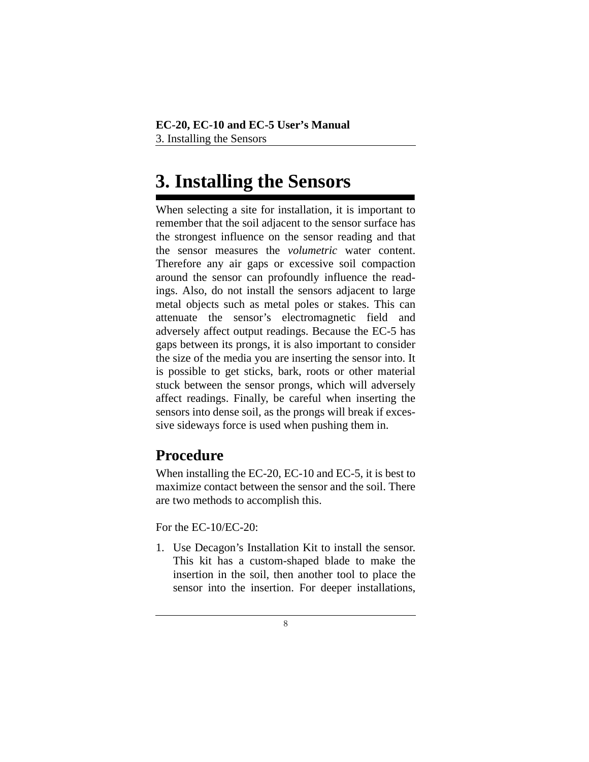# 3. Installing the Sensors

When selecting a site for installation, it is important to remember that the soil adjacent to the sensor surface has the strongest influence on the sensor reading and that the sensor measures the *volumetric* water content. Therefore any air gaps or excessive soil compaction around the sensor can profoundly influence the readings. Also, do not install the sensors adjacent to large metal objects such as metal poles or stakes. This can attenuate the sensor's electromagnetic field and adversely affect output readings. Because the EC-5 has gaps between its prongs, it is also important to consider the size of the media you are inserting the sensor into. It is possible to get sticks, bark, roots or other material stuck between the sensor prongs, which will adversely affect readings. Finally, be careful when inserting the sensors into dense soil, as the prongs will break if excessive sideways force is used when pushing them in.

## Procedure

When installing the EC-20, EC-10 and EC-5, it is best to maximize contact between the sensor and the soil. There are two methods to accomplish this.

For the EC-10/EC-20:

1. Use Decagon's Installation Kit to install the sensor. This kit has a custom-shaped blade to make the insertion in the soil, then another tool to place the sensor into the insertion. For deeper installations,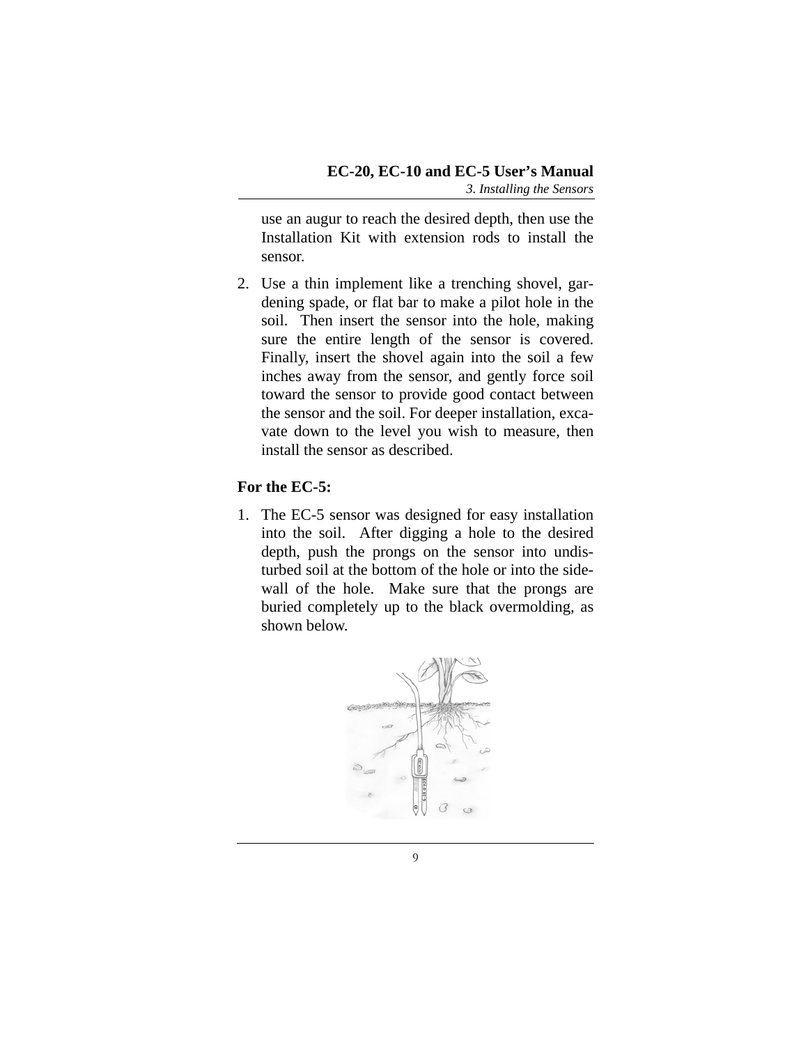use an augur to reach the desired depth, then use the Installation Kit with extension rods to install the sensor.

2. Use a thin implement like a trenching shovel, gardening spade, or flat bar to make a pilot hole in the soil. Then insert the sensor into the hole, making sure the entire length of the sensor is covered. Finally, insert the shovel again into the soil a few inches away from the sensor, and gently force soil toward the sensor to provide good contact between the sensor and the soil. For deeper installation, excavate down to the level you wish to measure, then install the sensor as described.

**For the EC-5:**

1. The EC-5 sensor was designed for easy installation into the soil. After digging a hole to the desired depth, push the prongs on the sensor into undisturbed soil at the bottom of the hole or into the sidewall of the hole. Make sure that the prongs are buried completely up to the black overmolding, as shown below.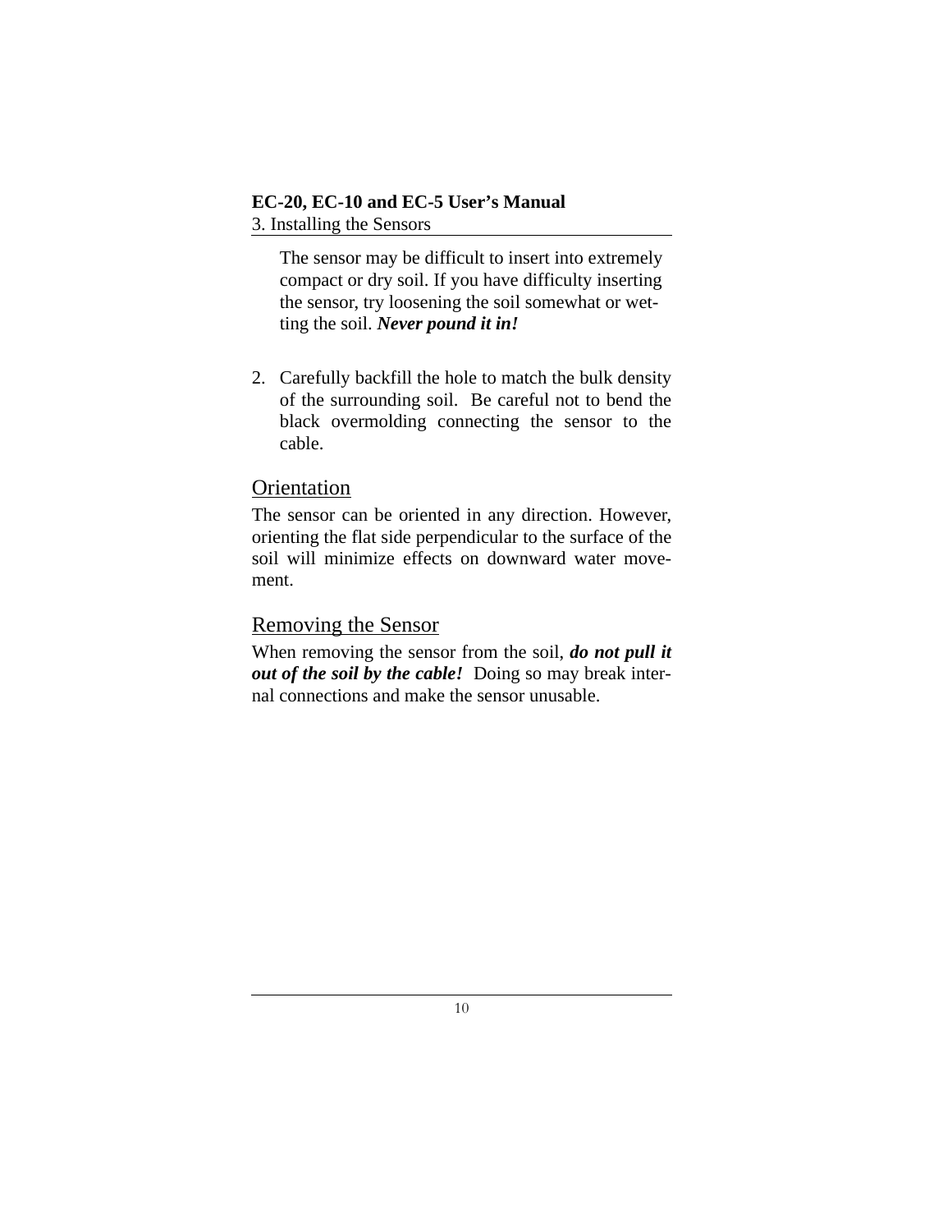The sensor may be difficult to insert into extremely compact or dry soil. If you have difficulty inserting the sensor, try loosening the soil somewhat or wetting the soil. ***Never pound it in!***

2. Carefully backfill the hole to match the bulk density of the surrounding soil. Be careful not to bend the black overmolding connecting the sensor to the cable.

## Orientation

The sensor can be oriented in any direction. However, orienting the flat side perpendicular to the surface of the soil will minimize effects on downward water movement.

## Removing the Sensor

When removing the sensor from the soil, ***do not pull it out of the soil by the cable!*** Doing so may break internal connections and make the sensor unusable.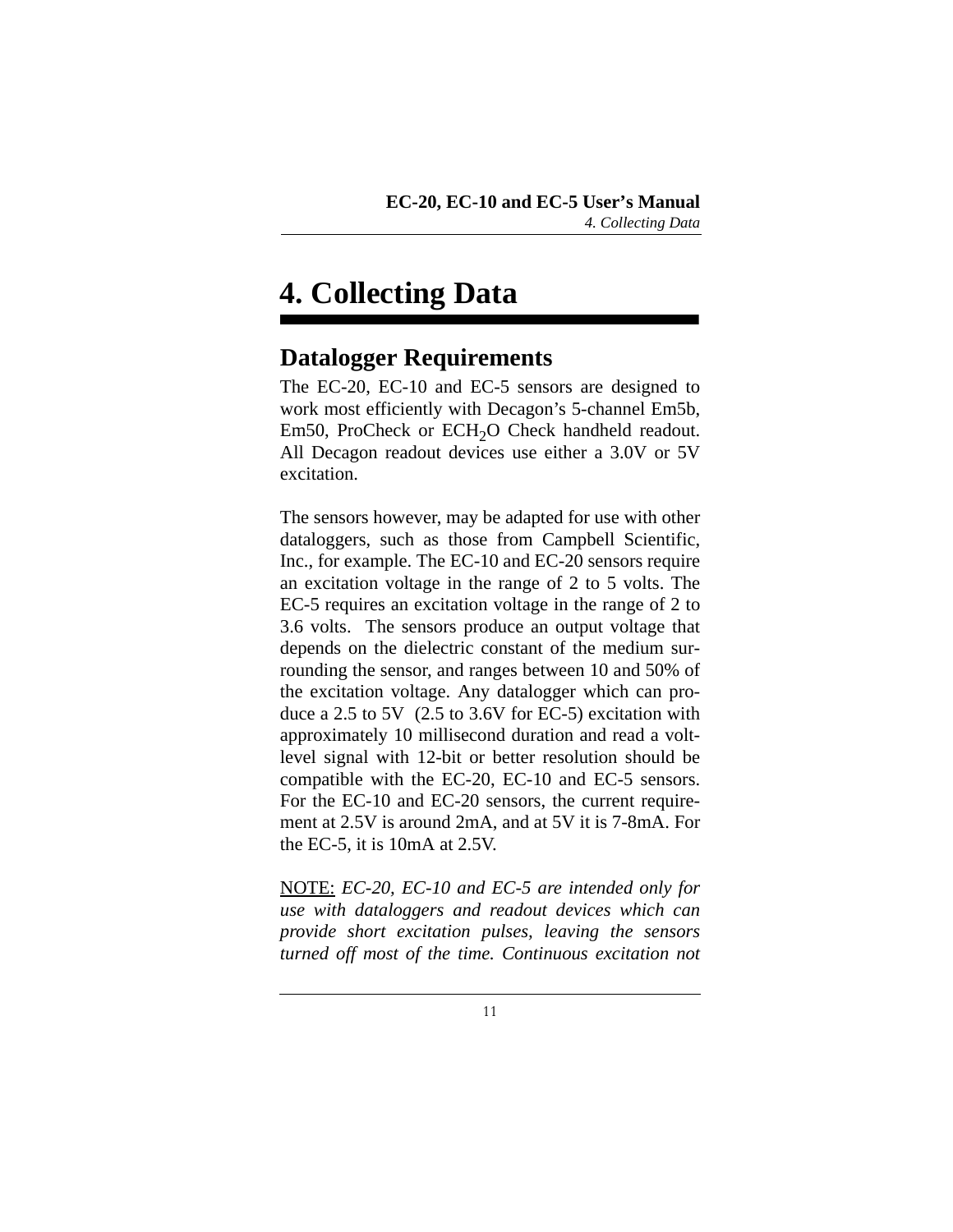# 4. Collecting Data

## Datalogger Requirements

The EC-20, EC-10 and EC-5 sensors are designed to work most efficiently with Decagon's 5-channel Em5b, Em50, ProCheck or $ECH_2O$ Check handheld readout. All Decagon readout devices use either a 3.0V or 5V excitation.

The sensors however, may be adapted for use with other dataloggers, such as those from Campbell Scientific, Inc., for example. The EC-10 and EC-20 sensors require an excitation voltage in the range of 2 to 5 volts. The EC-5 requires an excitation voltage in the range of 2 to 3.6 volts. The sensors produce an output voltage that depends on the dielectric constant of the medium surrounding the sensor, and ranges between 10 and 50% of the excitation voltage. Any datalogger which can produce a 2.5 to 5V (2.5 to 3.6V for EC-5) excitation with approximately 10 millisecond duration and read a volt-level signal with 12-bit or better resolution should be compatible with the EC-20, EC-10 and EC-5 sensors. For the EC-10 and EC-20 sensors, the current requirement at 2.5V is around 2mA, and at 5V it is 7-8mA. For the EC-5, it is 10mA at 2.5V.

<u>NOTE:</u> *EC-20, EC-10 and EC-5 are intended only for use with dataloggers and readout devices which can provide short excitation pulses, leaving the sensors turned off most of the time. Continuous excitation not*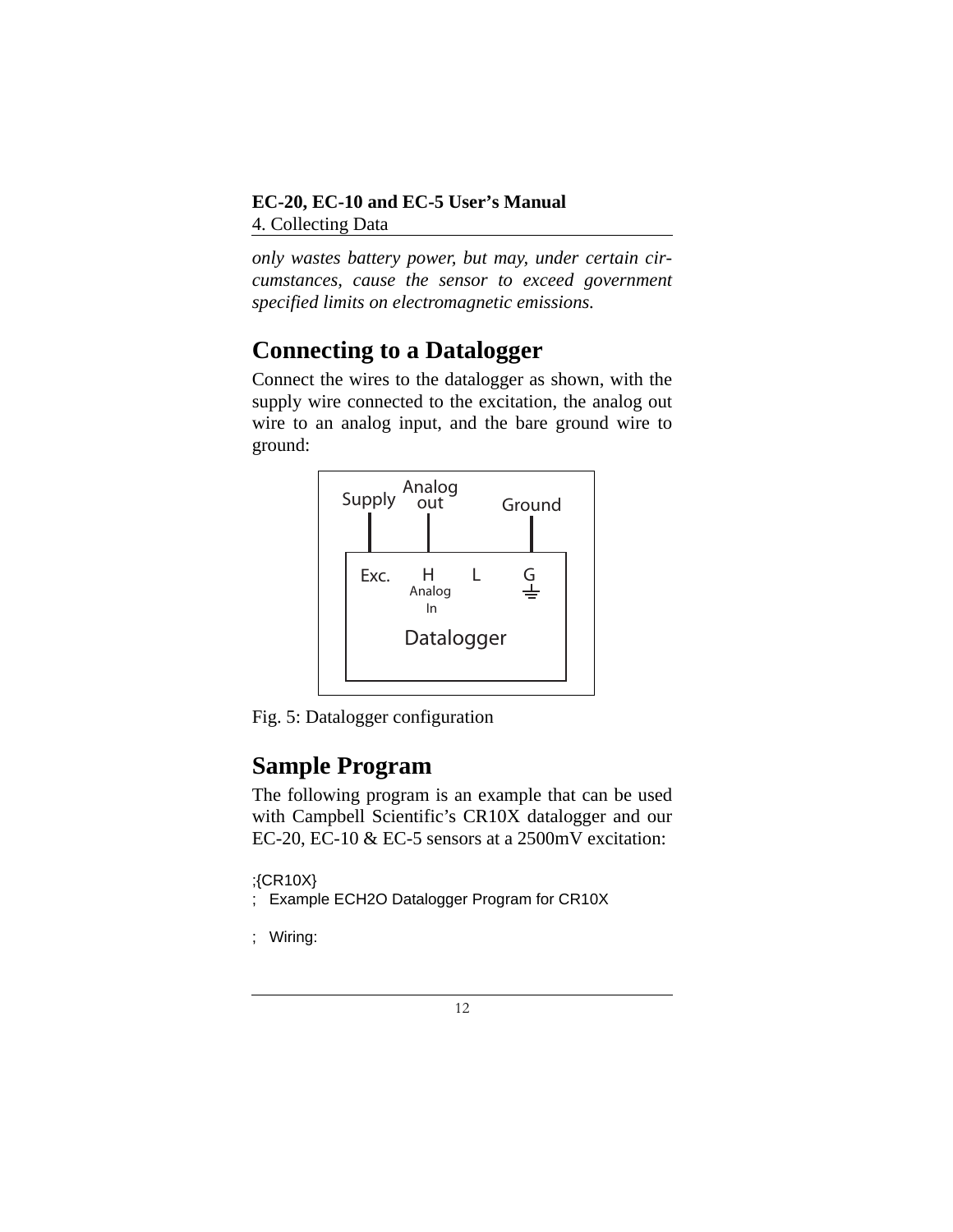*only wastes battery power, but may, under certain circumstances, cause the sensor to exceed government specified limits on electromagnetic emissions.*

## Connecting to a Datalogger

Connect the wires to the datalogger as shown, with the supply wire connected to the excitation, the analog out wire to an analog input, and the bare ground wire to ground:

Fig. 5: Datalogger configuration

## Sample Program

The following program is an example that can be used with Campbell Scientific's CR10X datalogger and our EC-20, EC-10 & EC-5 sensors at a 2500mV excitation:

```
;{CR10X}
;   Example ECH2O Datalogger Program for CR10X

;   Wiring:
```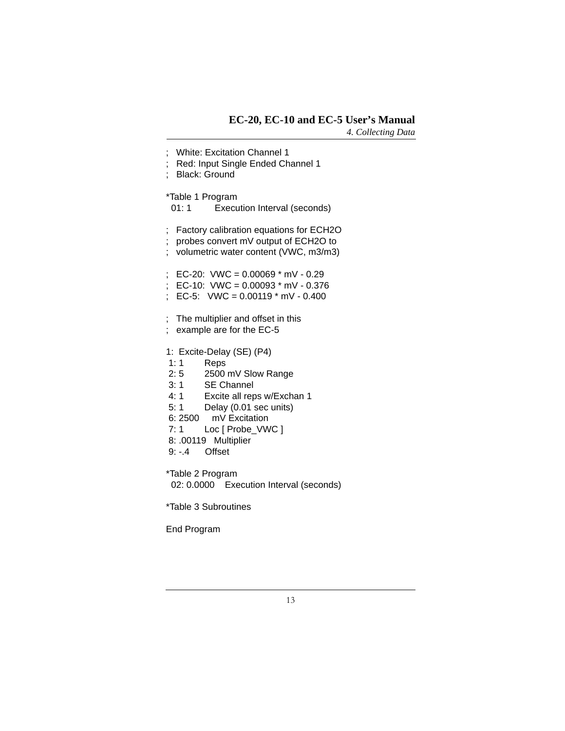```
;   White: Excitation Channel 1
;   Red: Input Single Ended Channel 1
;   Black: Ground

*Table 1 Program
  01: 1         Execution Interval (seconds)

;   Factory calibration equations for ECH2O
;   probes convert mV output of ECH2O to
;   volumetric water content (VWC, m3/m3)

;   EC-20:  VWC = 0.00069 * mV - 0.29
;   EC-10:  VWC = 0.00093 * mV - 0.376
;   EC-5:   VWC = 0.00119 * mV - 0.400

;   The multiplier and offset in this
;   example are for the EC-5

1:  Excite-Delay (SE) (P4)
 1: 1        Reps
 2: 5        2500 mV Slow Range
 3: 1        SE Channel
 4: 1        Excite all reps w/Exchan 1
 5: 1        Delay (0.01 sec units)
 6: 2500     mV Excitation
 7: 1        Loc [ Probe_VWC ]
 8: .00119   Multiplier
 9: -.4      Offset

*Table 2 Program
  02: 0.0000    Execution Interval (seconds)

*Table 3 Subroutines

End Program
```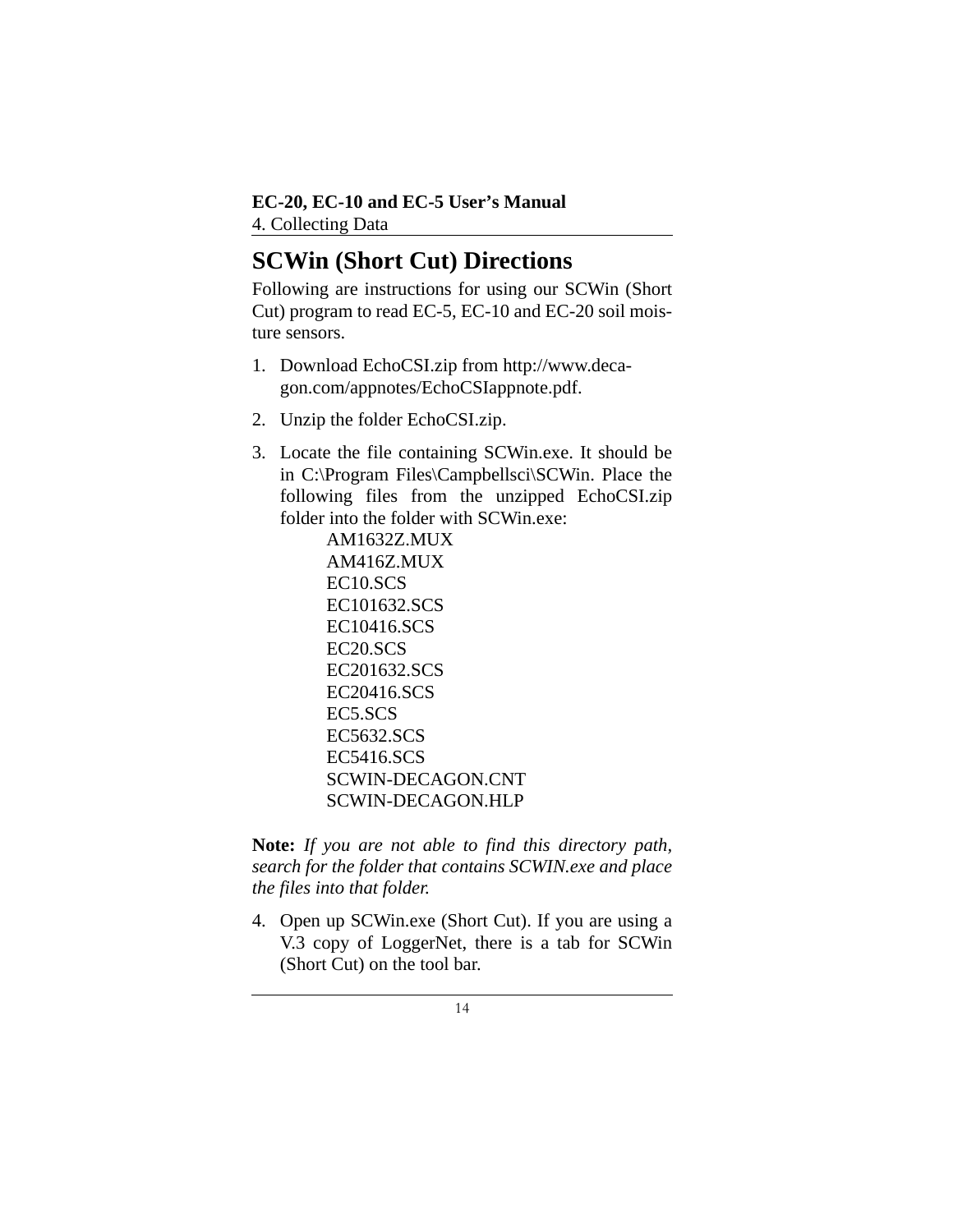## SCWin (Short Cut) Directions

Following are instructions for using our SCWin (Short Cut) program to read EC-5, EC-10 and EC-20 soil moisture sensors.

1. Download EchoCSI.zip from http://www.decagon.com/appnotes/EchoCSIappnote.pdf.
2. Unzip the folder EchoCSI.zip.
3. Locate the file containing SCWin.exe. It should be in C:\Program Files\Campbellsci\SCWin. Place the following files from the unzipped EchoCSI.zip folder into the folder with SCWin.exe:
   - AM1632Z.MUX
   - AM416Z.MUX
   - EC10.SCS
   - EC101632.SCS
   - EC10416.SCS
   - EC20.SCS
   - EC201632.SCS
   - EC20416.SCS
   - EC5.SCS
   - EC5632.SCS
   - EC5416.SCS
   - SCWIN-DECAGON.CNT
   - SCWIN-DECAGON.HLP

**Note:** *If you are not able to find this directory path, search for the folder that contains SCWIN.exe and place the files into that folder.*

4. Open up SCWin.exe (Short Cut). If you are using a V.3 copy of LoggerNet, there is a tab for SCWin (Short Cut) on the tool bar.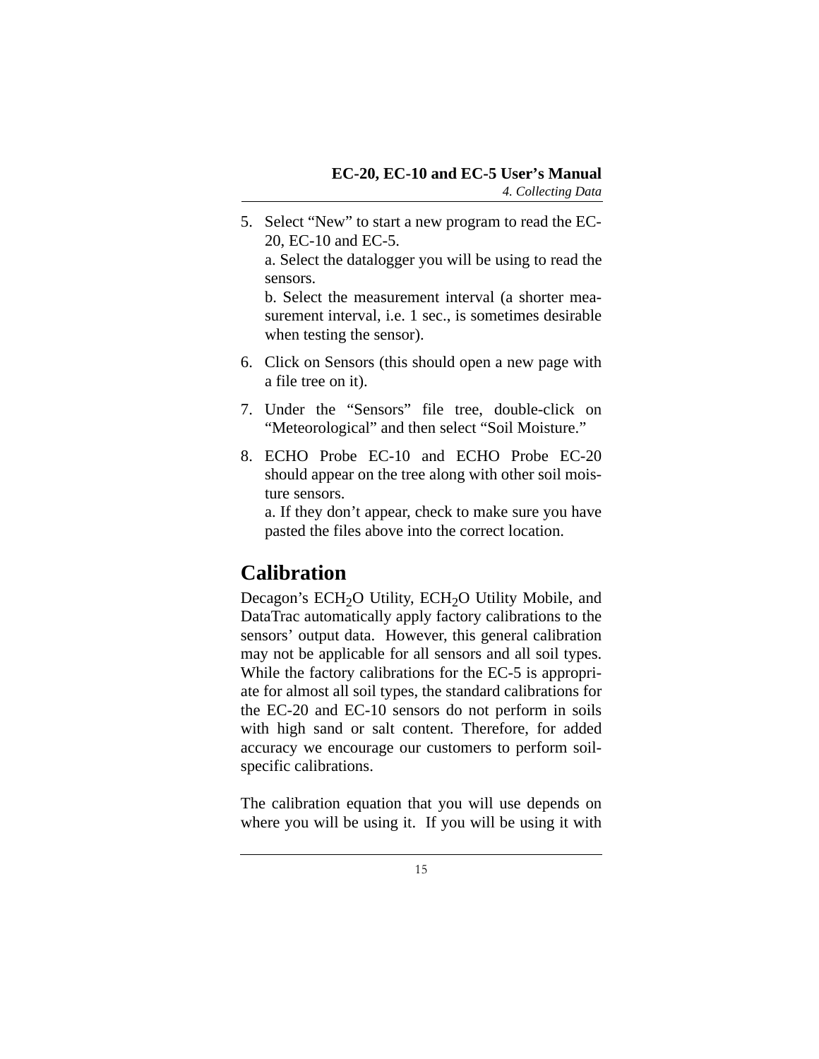5. Select “New” to start a new program to read the EC-20, EC-10 and EC-5.
   a. Select the datalogger you will be using to read the sensors.
   b. Select the measurement interval (a shorter measurement interval, i.e. 1 sec., is sometimes desirable when testing the sensor).
6. Click on Sensors (this should open a new page with a file tree on it).
7. Under the “Sensors” file tree, double-click on “Meteorological” and then select “Soil Moisture.”
8. ECHO Probe EC-10 and ECHO Probe EC-20 should appear on the tree along with other soil moisture sensors.
   a. If they don’t appear, check to make sure you have pasted the files above into the correct location.

## Calibration

Decagon’s ECH$_2$O Utility, ECH$_2$O Utility Mobile, and DataTrac automatically apply factory calibrations to the sensors’ output data. However, this general calibration may not be applicable for all sensors and all soil types. While the factory calibrations for the EC-5 is appropriate for almost all soil types, the standard calibrations for the EC-20 and EC-10 sensors do not perform in soils with high sand or salt content. Therefore, for added accuracy we encourage our customers to perform soil-specific calibrations.

The calibration equation that you will use depends on where you will be using it. If you will be using it with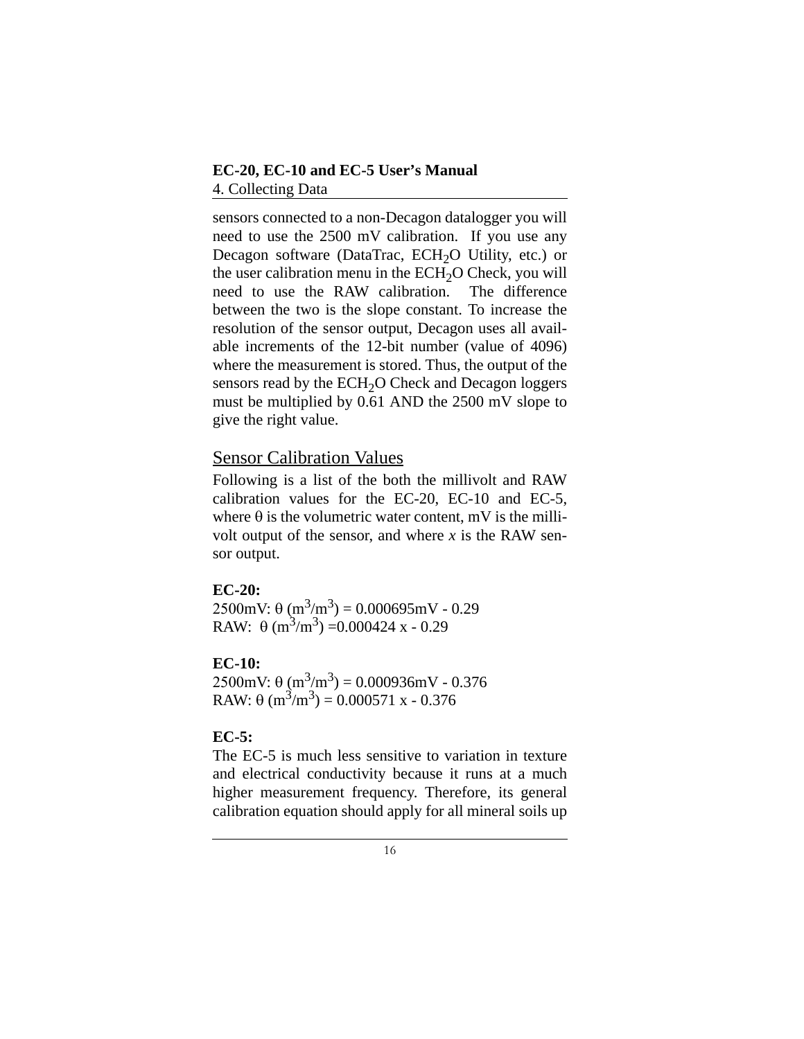sensors connected to a non-Decagon datalogger you will need to use the 2500 mV calibration. If you use any Decagon software (DataTrac, $ECH_2O$ Utility, etc.) or the user calibration menu in the $ECH_2O$ Check, you will need to use the RAW calibration. The difference between the two is the slope constant. To increase the resolution of the sensor output, Decagon uses all available increments of the 12-bit number (value of 4096) where the measurement is stored. Thus, the output of the sensors read by the $ECH_2O$ Check and Decagon loggers must be multiplied by 0.61 AND the 2500 mV slope to give the right value.

## Sensor Calibration Values

Following is a list of the both the millivolt and RAW calibration values for the EC-20, EC-10 and EC-5, where θ is the volumetric water content, mV is the millivolt output of the sensor, and where *x* is the RAW sensor output.

**EC-20:**

2500mV: $\theta\ (m^3/m^3) = 0.000695mV - 0.29$
RAW: $\theta\ (m^3/m^3) = 0.000424\ x - 0.29$

**EC-10:**

2500mV: $\theta\ (m^3/m^3) = 0.000936mV - 0.376$
RAW: $\theta\ (m^3/m^3) = 0.000571\ x - 0.376$

**EC-5:**

The EC-5 is much less sensitive to variation in texture and electrical conductivity because it runs at a much higher measurement frequency. Therefore, its general calibration equation should apply for all mineral soils up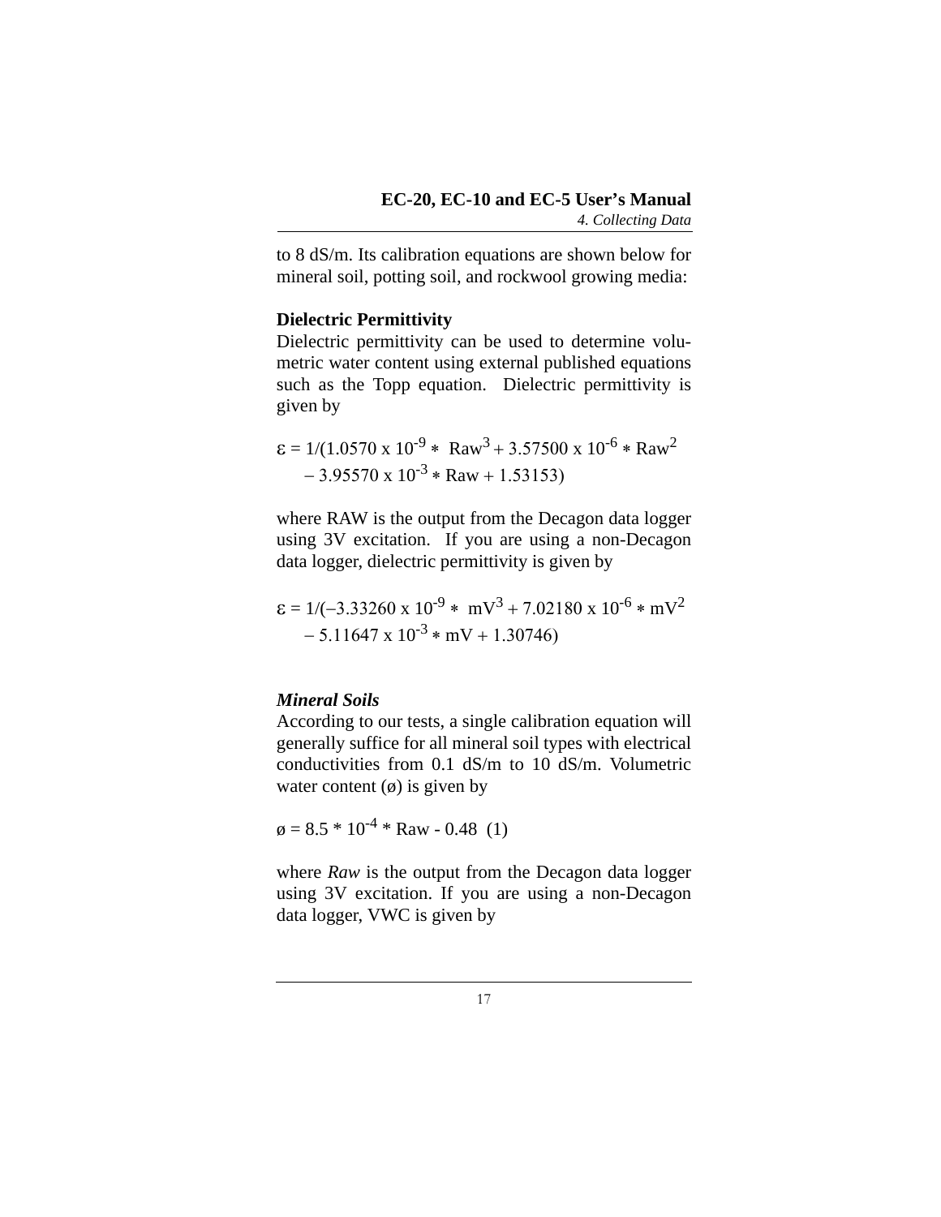to 8 dS/m. Its calibration equations are shown below for mineral soil, potting soil, and rockwool growing media:

**Dielectric Permittivity**

Dielectric permittivity can be used to determine volumetric water content using external published equations such as the Topp equation. Dielectric permittivity is given by

$$\varepsilon = 1/(1.0570 \times 10^{-9} * \text{Raw}^3 + 3.57500 \times 10^{-6} * \text{Raw}^2 - 3.95570 \times 10^{-3} * \text{Raw} + 1.53153)$$

where RAW is the output from the Decagon data logger using 3V excitation. If you are using a non-Decagon data logger, dielectric permittivity is given by

$$\varepsilon = 1/(-3.33260 \times 10^{-9} * \text{mV}^3 + 7.02180 \times 10^{-6} * \text{mV}^2 - 5.11647 \times 10^{-3} * \text{mV} + 1.30746)$$

***Mineral Soils***

According to our tests, a single calibration equation will generally suffice for all mineral soil types with electrical conductivities from 0.1 dS/m to 10 dS/m. Volumetric water content (ø) is given by

$$ø = 8.5 * 10^{-4} * \text{Raw} - 0.48 \quad (1)$$

where *Raw* is the output from the Decagon data logger using 3V excitation. If you are using a non-Decagon data logger, VWC is given by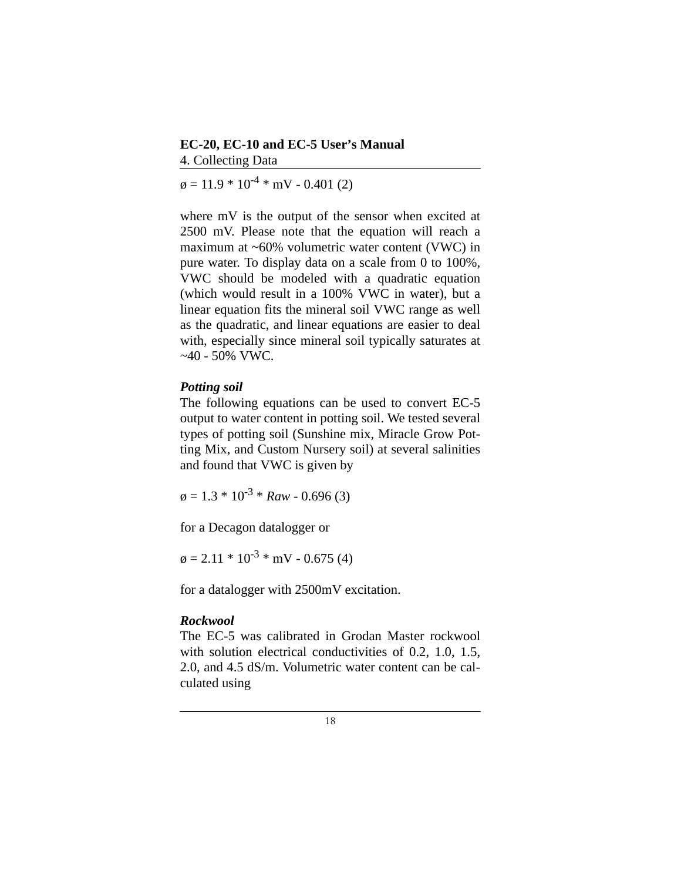$$ø = 11.9 * 10^{-4} * mV - 0.401 \quad (2)$$

where mV is the output of the sensor when excited at 2500 mV. Please note that the equation will reach a maximum at ~60% volumetric water content (VWC) in pure water. To display data on a scale from 0 to 100%, VWC should be modeled with a quadratic equation (which would result in a 100% VWC in water), but a linear equation fits the mineral soil VWC range as well as the quadratic, and linear equations are easier to deal with, especially since mineral soil typically saturates at ~40 - 50% VWC.

***Potting soil***

The following equations can be used to convert EC-5 output to water content in potting soil. We tested several types of potting soil (Sunshine mix, Miracle Grow Potting Mix, and Custom Nursery soil) at several salinities and found that VWC is given by

$$ø = 1.3 * 10^{-3} * Raw - 0.696 \quad (3)$$

for a Decagon datalogger or

$$ø = 2.11 * 10^{-3} * mV - 0.675 \quad (4)$$

for a datalogger with 2500mV excitation.

***Rockwool***

The EC-5 was calibrated in Grodan Master rockwool with solution electrical conductivities of 0.2, 1.0, 1.5, 2.0, and 4.5 dS/m. Volumetric water content can be calculated using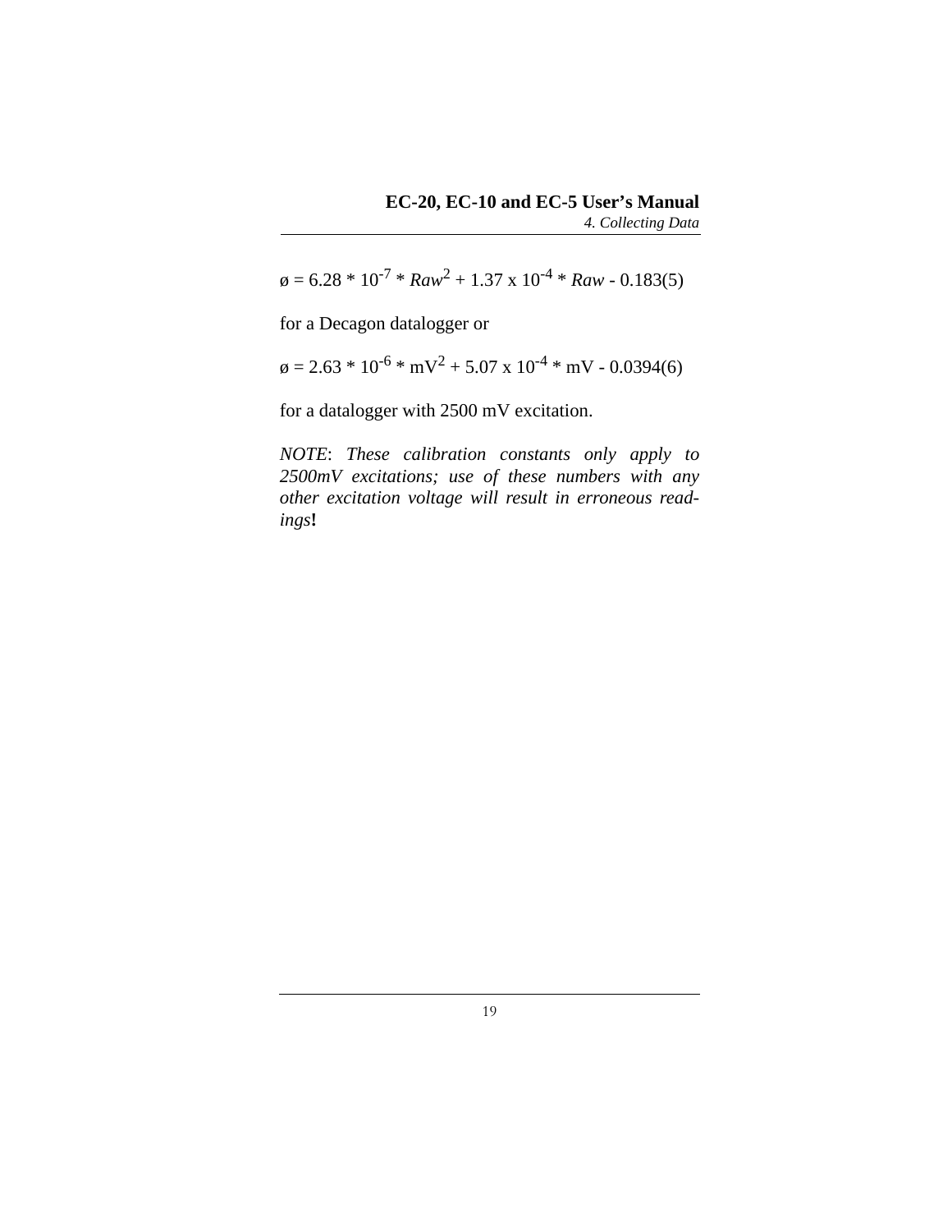$$ø = 6.28 * 10^{-7} * Raw^2 + 1.37 \times 10^{-4} * Raw - 0.183 \quad (5)$$

for a Decagon datalogger or

$$ø = 2.63 * 10^{-6} * mV^2 + 5.07 \times 10^{-4} * mV - 0.0394 \quad (6)$$

for a datalogger with 2500 mV excitation.

*NOTE*: *These calibration constants only apply to 2500mV excitations; use of these numbers with any other excitation voltage will result in erroneous readings*!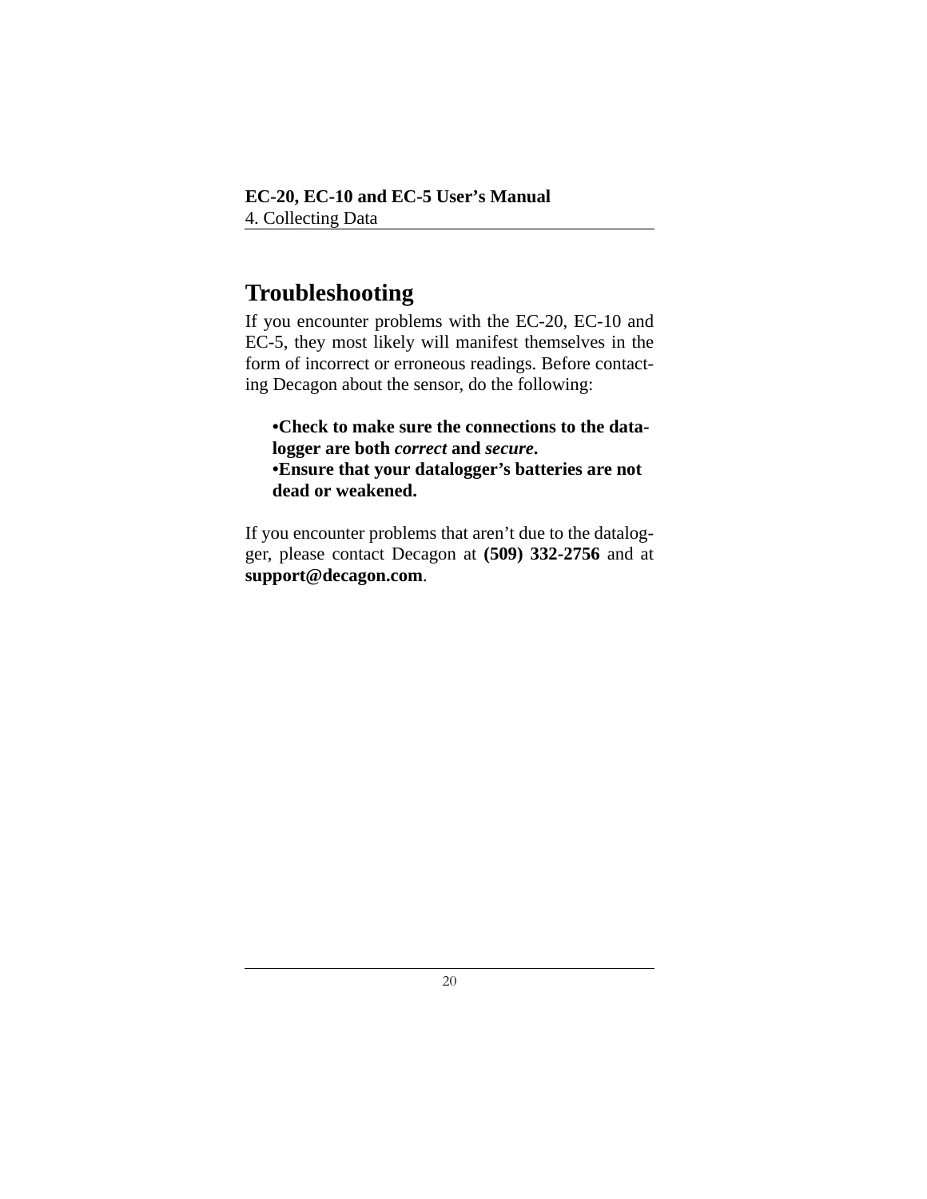## Troubleshooting

If you encounter problems with the EC-20, EC-10 and EC-5, they most likely will manifest themselves in the form of incorrect or erroneous readings. Before contacting Decagon about the sensor, do the following:

- **Check to make sure the connections to the datalogger are both *correct* and *secure*.**
- **Ensure that your datalogger's batteries are not dead or weakened.**

If you encounter problems that aren't due to the datalogger, please contact Decagon at **(509) 332-2756** and at **support@decagon.com**.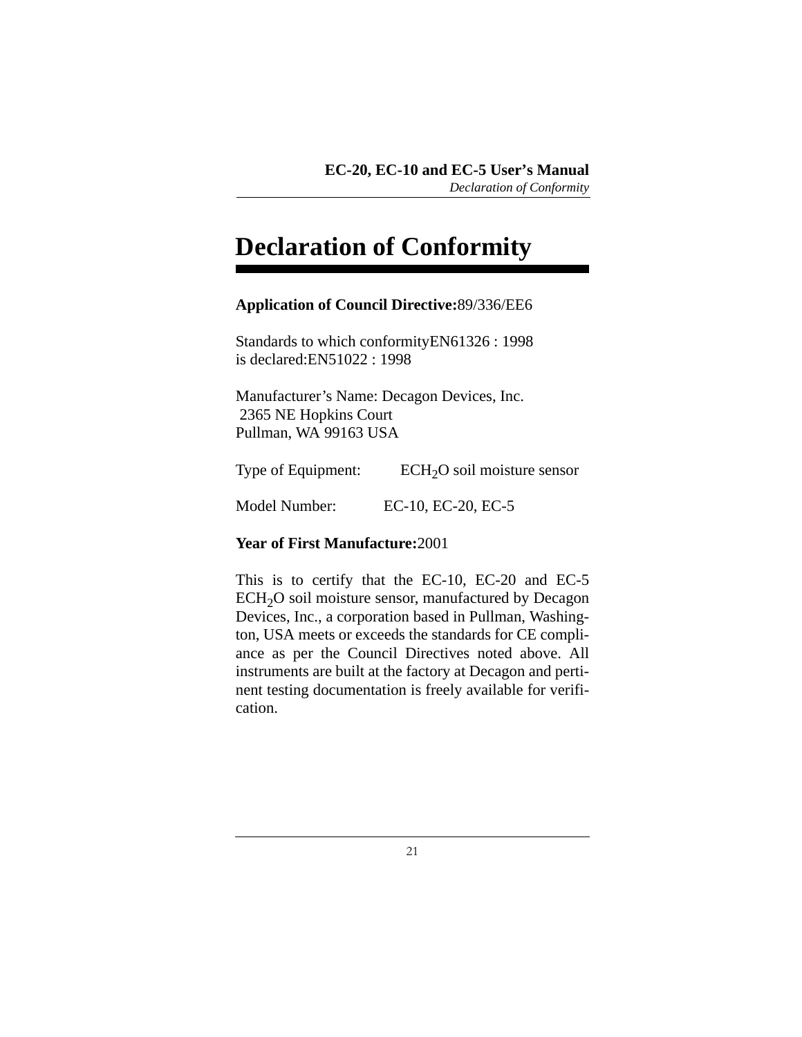# Declaration of Conformity

**Application of Council Directive:**89/336/EE6

Standards to which conformityEN61326 : 1998
is declared:EN51022 : 1998

Manufacturer's Name: Decagon Devices, Inc.
2365 NE Hopkins Court
Pullman, WA 99163 USA

Type of Equipment: $ECH_2O$ soil moisture sensor

Model Number: EC-10, EC-20, EC-5

**Year of First Manufacture:**2001

This is to certify that the EC-10, EC-20 and EC-5 $ECH_2O$ soil moisture sensor, manufactured by Decagon Devices, Inc., a corporation based in Pullman, Washington, USA meets or exceeds the standards for CE compliance as per the Council Directives noted above. All instruments are built at the factory at Decagon and pertinent testing documentation is freely available for verification.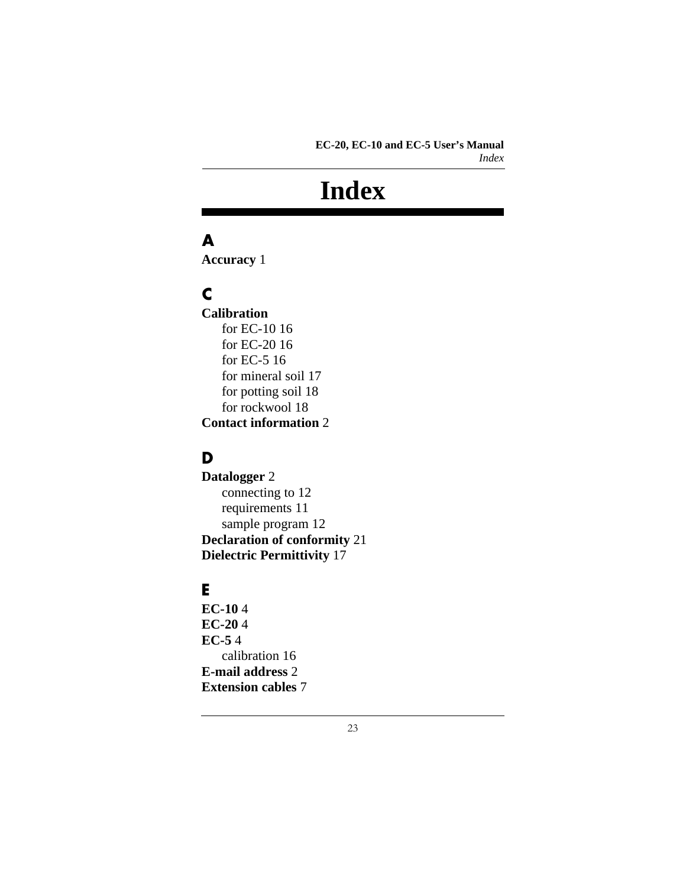# Index

## A

**Accuracy** 1

## C

**Calibration**

- for EC-10 16
- for EC-20 16
- for EC-5 16
- for mineral soil 17
- for potting soil 18
- for rockwool 18

**Contact information** 2

## D

**Datalogger** 2

- connecting to 12
- requirements 11
- sample program 12

**Declaration of conformity** 21

**Dielectric Permittivity** 17

## E

**EC-10** 4

**EC-20** 4

**EC-5** 4

- calibration 16

**E-mail address** 2

**Extension cables** 7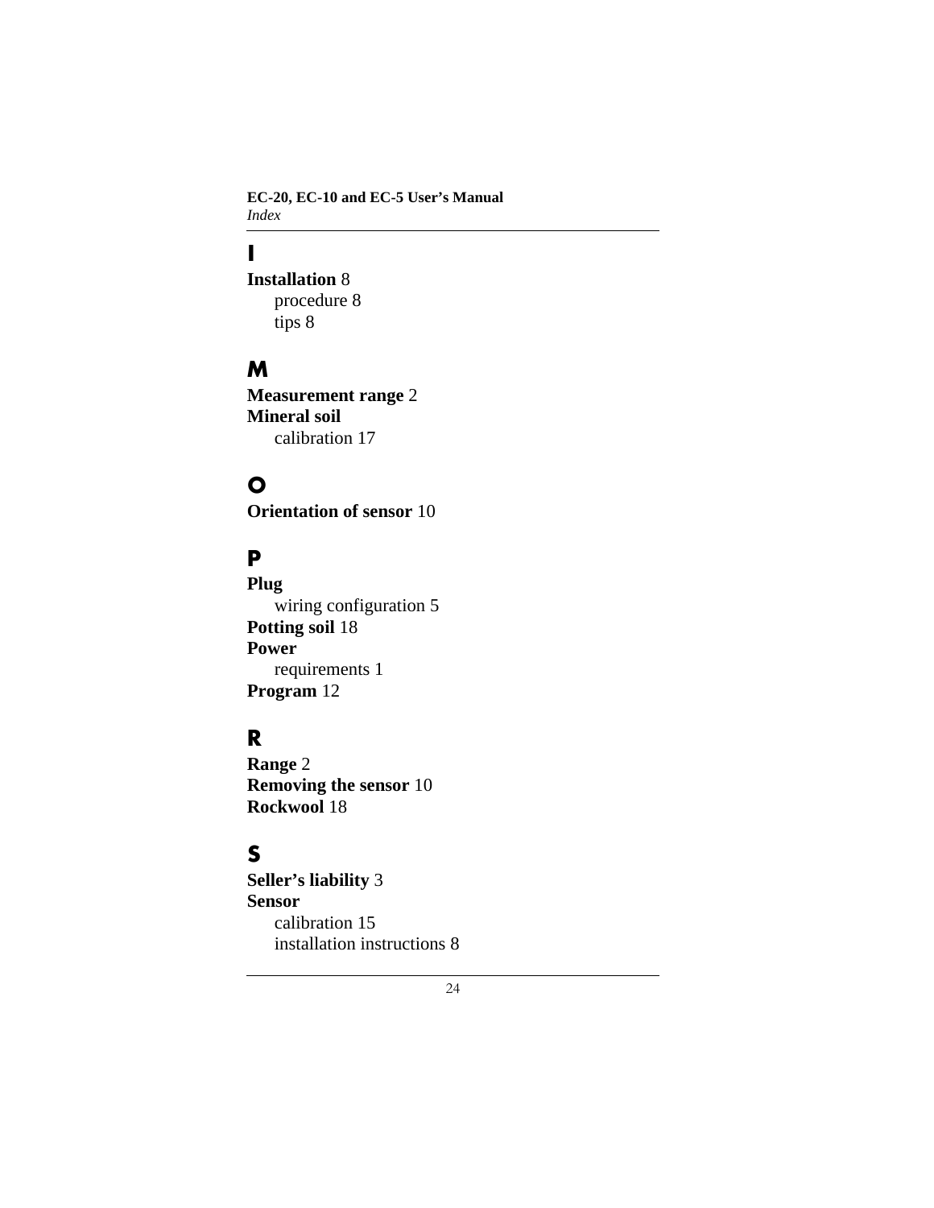## I

**Installation** 8
- procedure 8
- tips 8

## M

**Measurement range** 2
**Mineral soil**
- calibration 17

## O

**Orientation of sensor** 10

## P

**Plug**
- wiring configuration 5

**Potting soil** 18
**Power**
- requirements 1

**Program** 12

## R

**Range** 2
**Removing the sensor** 10
**Rockwool** 18

## S

**Seller's liability** 3
**Sensor**
- calibration 15
- installation instructions 8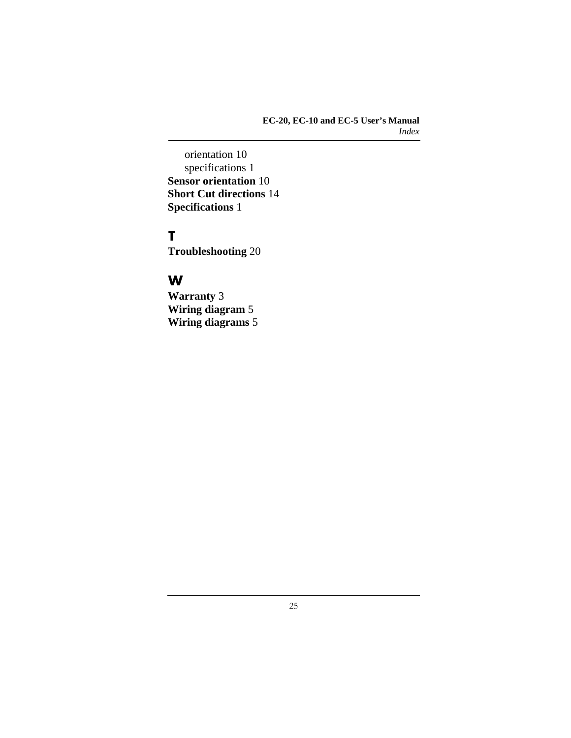orientation 10
specifications 1

**Sensor orientation** 10
**Short Cut directions** 14
**Specifications** 1

## T

**Troubleshooting** 20

## W

**Warranty** 3
**Wiring diagram** 5
**Wiring diagrams** 5